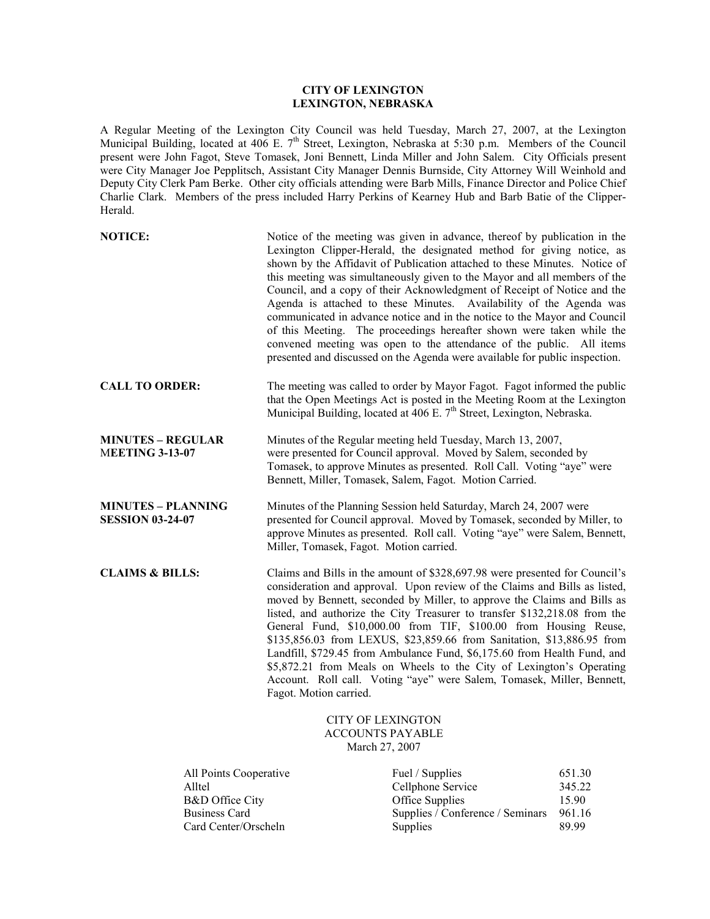**CITY OF LEXINGTON**
**LEXINGTON, NEBRASKA**

A Regular Meeting of the Lexington City Council was held Tuesday, March 27, 2007, at the Lexington Municipal Building, located at 406 E. 7th Street, Lexington, Nebraska at 5:30 p.m. Members of the Council present were John Fagot, Steve Tomasek, Joni Bennett, Linda Miller and John Salem. City Officials present were City Manager Joe Pepplitsch, Assistant City Manager Dennis Burnside, City Attorney Will Weinhold and Deputy City Clerk Pam Berke. Other city officials attending were Barb Mills, Finance Director and Police Chief Charlie Clark. Members of the press included Harry Perkins of Kearney Hub and Barb Batie of the Clipper-Herald.

**NOTICE:** Notice of the meeting was given in advance, thereof by publication in the Lexington Clipper-Herald, the designated method for giving notice, as shown by the Affidavit of Publication attached to these Minutes. Notice of this meeting was simultaneously given to the Mayor and all members of the Council, and a copy of their Acknowledgment of Receipt of Notice and the Agenda is attached to these Minutes. Availability of the Agenda was communicated in advance notice and in the notice to the Mayor and Council of this Meeting. The proceedings hereafter shown were taken while the convened meeting was open to the attendance of the public. All items presented and discussed on the Agenda were available for public inspection.

**CALL TO ORDER:** The meeting was called to order by Mayor Fagot. Fagot informed the public that the Open Meetings Act is posted in the Meeting Room at the Lexington Municipal Building, located at 406 E. 7th Street, Lexington, Nebraska.

**MINUTES – REGULAR MEETING 3-13-07** Minutes of the Regular meeting held Tuesday, March 13, 2007, were presented for Council approval. Moved by Salem, seconded by Tomasek, to approve Minutes as presented. Roll Call. Voting "aye" were Bennett, Miller, Tomasek, Salem, Fagot. Motion Carried.

**MINUTES – PLANNING SESSION 03-24-07** Minutes of the Planning Session held Saturday, March 24, 2007 were presented for Council approval. Moved by Tomasek, seconded by Miller, to approve Minutes as presented. Roll call. Voting "aye" were Salem, Bennett, Miller, Tomasek, Fagot. Motion carried.

**CLAIMS & BILLS:** Claims and Bills in the amount of $328,697.98 were presented for Council's consideration and approval. Upon review of the Claims and Bills as listed, moved by Bennett, seconded by Miller, to approve the Claims and Bills as listed, and authorize the City Treasurer to transfer $132,218.08 from the General Fund, $10,000.00 from TIF, $100.00 from Housing Reuse, $135,856.03 from LEXUS, $23,859.66 from Sanitation, $13,886.95 from Landfill, $729.45 from Ambulance Fund, $6,175.60 from Health Fund, and $5,872.21 from Meals on Wheels to the City of Lexington's Operating Account. Roll call. Voting "aye" were Salem, Tomasek, Miller, Bennett, Fagot. Motion carried.

CITY OF LEXINGTON
ACCOUNTS PAYABLE
March 27, 2007

| | | |
|---|---|---|
| All Points Cooperative | Fuel / Supplies | 651.30 |
| Alltel | Cellphone Service | 345.22 |
| B&D Office City | Office Supplies | 15.90 |
| Business Card | Supplies / Conference / Seminars | 961.16 |
| Card Center/Orscheln | Supplies | 89.99 |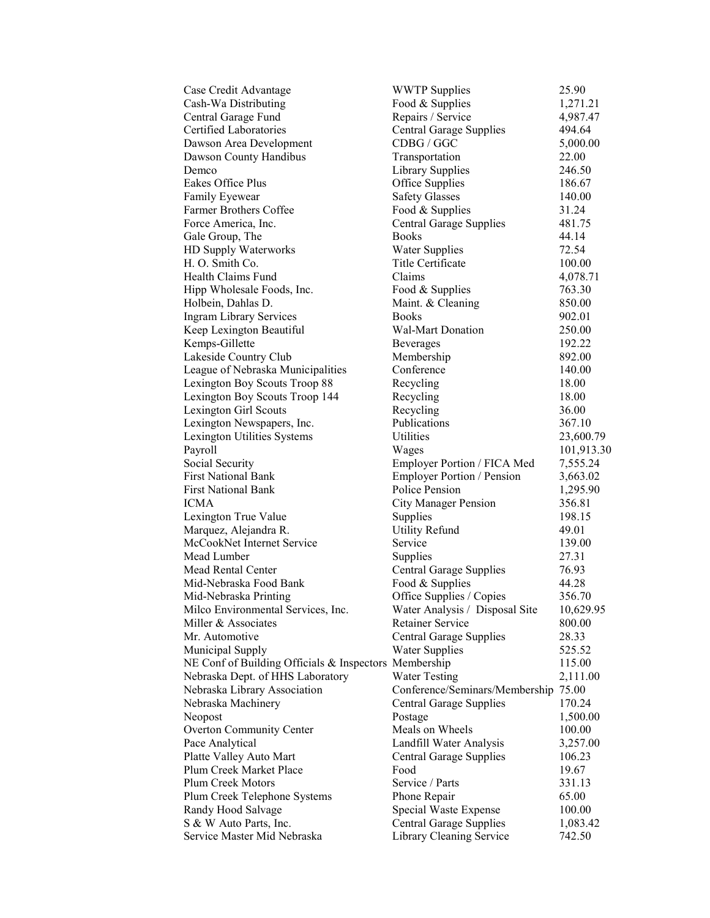| | | |
|---|---|---|
| Case Credit Advantage | WWTP Supplies | 25.90 |
| Cash-Wa Distributing | Food & Supplies | 1,271.21 |
| Central Garage Fund | Repairs / Service | 4,987.47 |
| Certified Laboratories | Central Garage Supplies | 494.64 |
| Dawson Area Development | CDBG / GGC | 5,000.00 |
| Dawson County Handibus | Transportation | 22.00 |
| Demco | Library Supplies | 246.50 |
| Eakes Office Plus | Office Supplies | 186.67 |
| Family Eyewear | Safety Glasses | 140.00 |
| Farmer Brothers Coffee | Food & Supplies | 31.24 |
| Force America, Inc. | Central Garage Supplies | 481.75 |
| Gale Group, The | Books | 44.14 |
| HD Supply Waterworks | Water Supplies | 72.54 |
| H. O. Smith Co. | Title Certificate | 100.00 |
| Health Claims Fund | Claims | 4,078.71 |
| Hipp Wholesale Foods, Inc. | Food & Supplies | 763.30 |
| Holbein, Dahlas D. | Maint. & Cleaning | 850.00 |
| Ingram Library Services | Books | 902.01 |
| Keep Lexington Beautiful | Wal-Mart Donation | 250.00 |
| Kemps-Gillette | Beverages | 192.22 |
| Lakeside Country Club | Membership | 892.00 |
| League of Nebraska Municipalities | Conference | 140.00 |
| Lexington Boy Scouts Troop 88 | Recycling | 18.00 |
| Lexington Boy Scouts Troop 144 | Recycling | 18.00 |
| Lexington Girl Scouts | Recycling | 36.00 |
| Lexington Newspapers, Inc. | Publications | 367.10 |
| Lexington Utilities Systems | Utilities | 23,600.79 |
| Payroll | Wages | 101,913.30 |
| Social Security | Employer Portion / FICA Med | 7,555.24 |
| First National Bank | Employer Portion / Pension | 3,663.02 |
| First National Bank | Police Pension | 1,295.90 |
| ICMA | City Manager Pension | 356.81 |
| Lexington True Value | Supplies | 198.15 |
| Marquez, Alejandra R. | Utility Refund | 49.01 |
| McCookNet Internet Service | Service | 139.00 |
| Mead Lumber | Supplies | 27.31 |
| Mead Rental Center | Central Garage Supplies | 76.93 |
| Mid-Nebraska Food Bank | Food & Supplies | 44.28 |
| Mid-Nebraska Printing | Office Supplies / Copies | 356.70 |
| Milco Environmental Services, Inc. | Water Analysis / Disposal Site | 10,629.95 |
| Miller & Associates | Retainer Service | 800.00 |
| Mr. Automotive | Central Garage Supplies | 28.33 |
| Municipal Supply | Water Supplies | 525.52 |
| NE Conf of Building Officials & Inspectors | Membership | 115.00 |
| Nebraska Dept. of HHS Laboratory | Water Testing | 2,111.00 |
| Nebraska Library Association | Conference/Seminars/Membership | 75.00 |
| Nebraska Machinery | Central Garage Supplies | 170.24 |
| Neopost | Postage | 1,500.00 |
| Overton Community Center | Meals on Wheels | 100.00 |
| Pace Analytical | Landfill Water Analysis | 3,257.00 |
| Platte Valley Auto Mart | Central Garage Supplies | 106.23 |
| Plum Creek Market Place | Food | 19.67 |
| Plum Creek Motors | Service / Parts | 331.13 |
| Plum Creek Telephone Systems | Phone Repair | 65.00 |
| Randy Hood Salvage | Special Waste Expense | 100.00 |
| S & W Auto Parts, Inc. | Central Garage Supplies | 1,083.42 |
| Service Master Mid Nebraska | Library Cleaning Service | 742.50 |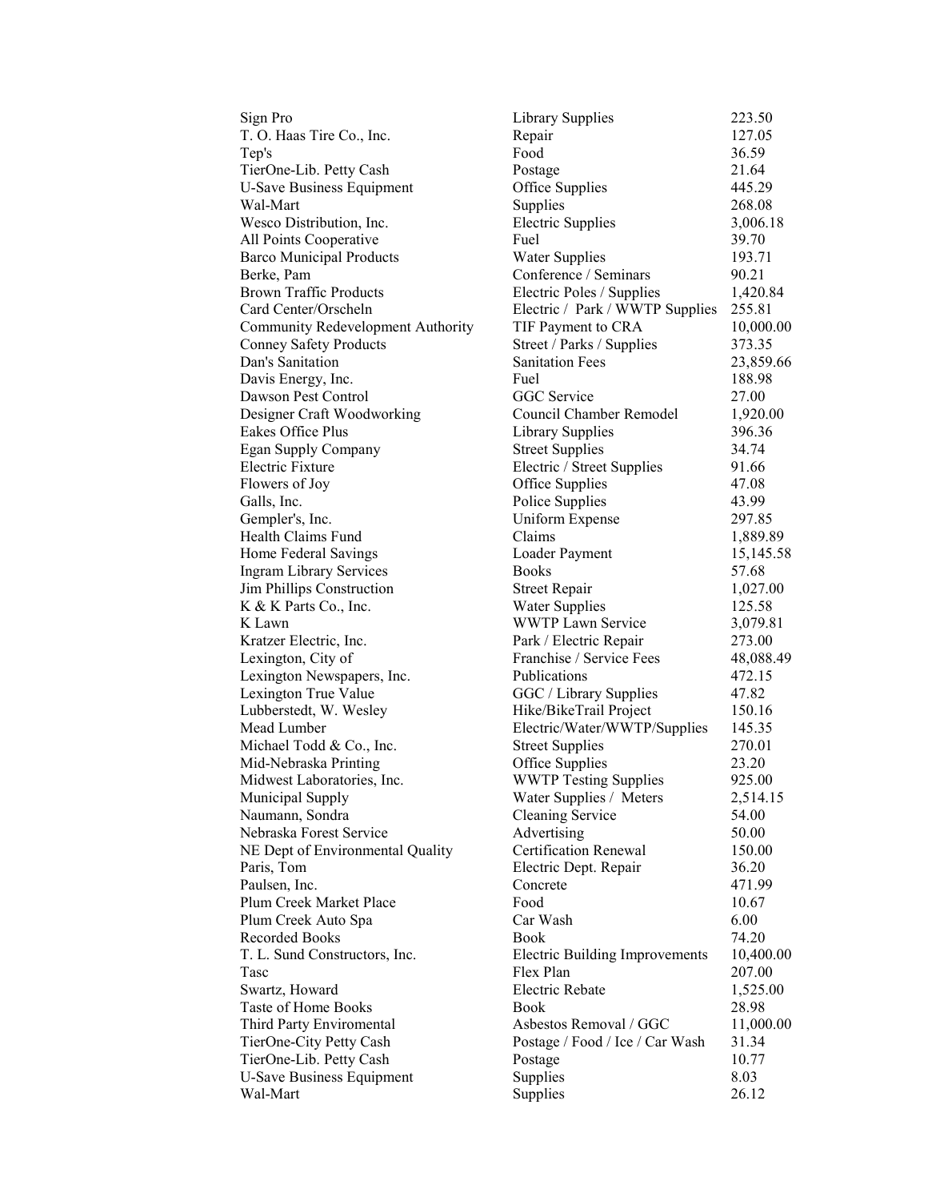| | | |
|---|---|---|
| Sign Pro | Library Supplies | 223.50 |
| T. O. Haas Tire Co., Inc. | Repair | 127.05 |
| Tep's | Food | 36.59 |
| TierOne-Lib. Petty Cash | Postage | 21.64 |
| U-Save Business Equipment | Office Supplies | 445.29 |
| Wal-Mart | Supplies | 268.08 |
| Wesco Distribution, Inc. | Electric Supplies | 3,006.18 |
| All Points Cooperative | Fuel | 39.70 |
| Barco Municipal Products | Water Supplies | 193.71 |
| Berke, Pam | Conference / Seminars | 90.21 |
| Brown Traffic Products | Electric Poles / Supplies | 1,420.84 |
| Card Center/Orscheln | Electric / Park / WWTP Supplies | 255.81 |
| Community Redevelopment Authority | TIF Payment to CRA | 10,000.00 |
| Conney Safety Products | Street / Parks / Supplies | 373.35 |
| Dan's Sanitation | Sanitation Fees | 23,859.66 |
| Davis Energy, Inc. | Fuel | 188.98 |
| Dawson Pest Control | GGC Service | 27.00 |
| Designer Craft Woodworking | Council Chamber Remodel | 1,920.00 |
| Eakes Office Plus | Library Supplies | 396.36 |
| Egan Supply Company | Street Supplies | 34.74 |
| Electric Fixture | Electric / Street Supplies | 91.66 |
| Flowers of Joy | Office Supplies | 47.08 |
| Galls, Inc. | Police Supplies | 43.99 |
| Gempler's, Inc. | Uniform Expense | 297.85 |
| Health Claims Fund | Claims | 1,889.89 |
| Home Federal Savings | Loader Payment | 15,145.58 |
| Ingram Library Services | Books | 57.68 |
| Jim Phillips Construction | Street Repair | 1,027.00 |
| K & K Parts Co., Inc. | Water Supplies | 125.58 |
| K Lawn | WWTP Lawn Service | 3,079.81 |
| Kratzer Electric, Inc. | Park / Electric Repair | 273.00 |
| Lexington, City of | Franchise / Service Fees | 48,088.49 |
| Lexington Newspapers, Inc. | Publications | 472.15 |
| Lexington True Value | GGC / Library Supplies | 47.82 |
| Lubberstedt, W. Wesley | Hike/BikeTrail Project | 150.16 |
| Mead Lumber | Electric/Water/WWTP/Supplies | 145.35 |
| Michael Todd & Co., Inc. | Street Supplies | 270.01 |
| Mid-Nebraska Printing | Office Supplies | 23.20 |
| Midwest Laboratories, Inc. | WWTP Testing Supplies | 925.00 |
| Municipal Supply | Water Supplies / Meters | 2,514.15 |
| Naumann, Sondra | Cleaning Service | 54.00 |
| Nebraska Forest Service | Advertising | 50.00 |
| NE Dept of Environmental Quality | Certification Renewal | 150.00 |
| Paris, Tom | Electric Dept. Repair | 36.20 |
| Paulsen, Inc. | Concrete | 471.99 |
| Plum Creek Market Place | Food | 10.67 |
| Plum Creek Auto Spa | Car Wash | 6.00 |
| Recorded Books | Book | 74.20 |
| T. L. Sund Constructors, Inc. | Electric Building Improvements | 10,400.00 |
| Tasc | Flex Plan | 207.00 |
| Swartz, Howard | Electric Rebate | 1,525.00 |
| Taste of Home Books | Book | 28.98 |
| Third Party Enviromental | Asbestos Removal / GGC | 11,000.00 |
| TierOne-City Petty Cash | Postage / Food / Ice / Car Wash | 31.34 |
| TierOne-Lib. Petty Cash | Postage | 10.77 |
| U-Save Business Equipment | Supplies | 8.03 |
| Wal-Mart | Supplies | 26.12 |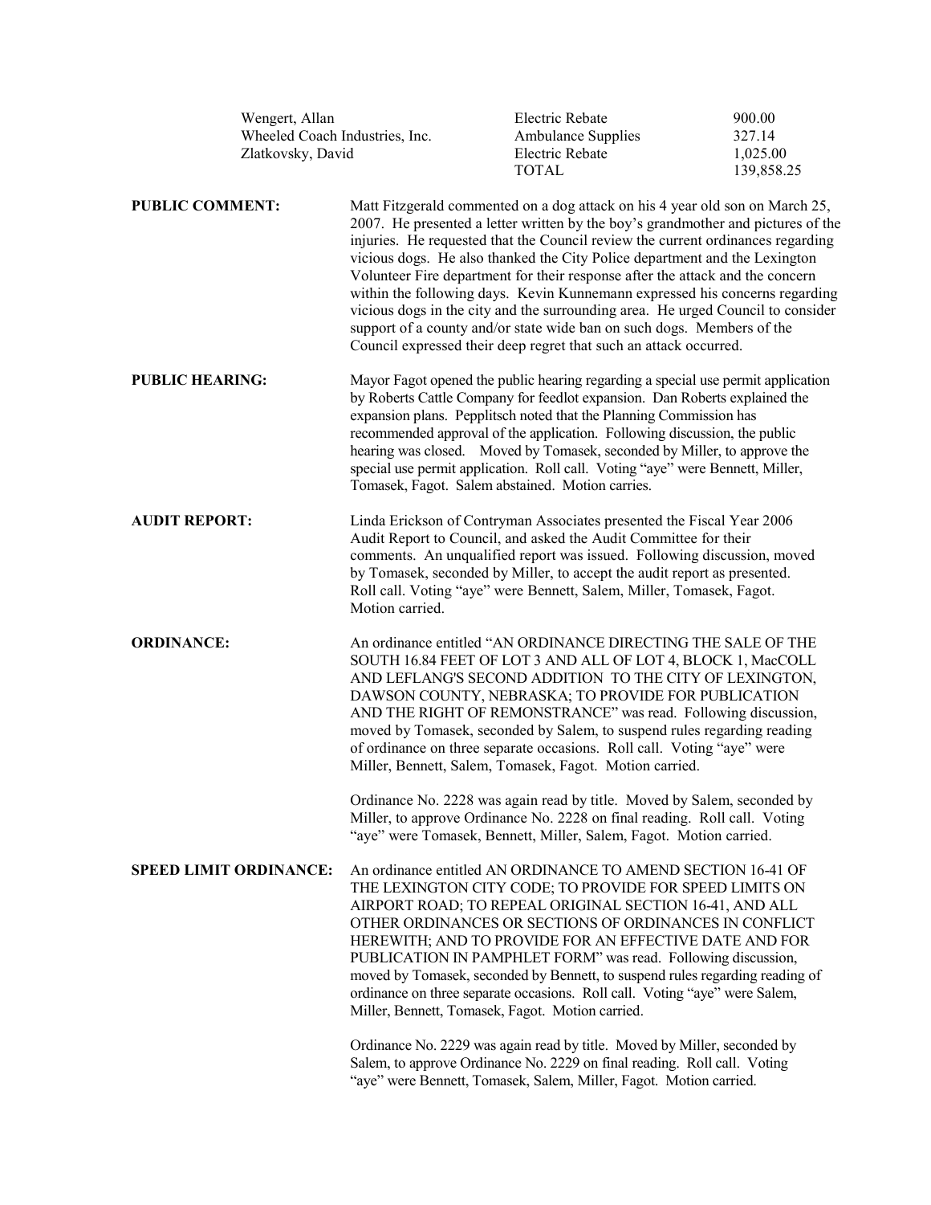| | | |
|---|---|---|
| Wengert, Allan | Electric Rebate | 900.00 |
| Wheeled Coach Industries, Inc. | Ambulance Supplies | 327.14 |
| Zlatkovsky, David | Electric Rebate | 1,025.00 |
| | TOTAL | 139,858.25 |

**PUBLIC COMMENT:** Matt Fitzgerald commented on a dog attack on his 4 year old son on March 25, 2007. He presented a letter written by the boy's grandmother and pictures of the injuries. He requested that the Council review the current ordinances regarding vicious dogs. He also thanked the City Police department and the Lexington Volunteer Fire department for their response after the attack and the concern within the following days. Kevin Kunnemann expressed his concerns regarding vicious dogs in the city and the surrounding area. He urged Council to consider support of a county and/or state wide ban on such dogs. Members of the Council expressed their deep regret that such an attack occurred.

**PUBLIC HEARING:** Mayor Fagot opened the public hearing regarding a special use permit application by Roberts Cattle Company for feedlot expansion. Dan Roberts explained the expansion plans. Pepplitsch noted that the Planning Commission has recommended approval of the application. Following discussion, the public hearing was closed. Moved by Tomasek, seconded by Miller, to approve the special use permit application. Roll call. Voting "aye" were Bennett, Miller, Tomasek, Fagot. Salem abstained. Motion carries.

**AUDIT REPORT:** Linda Erickson of Contryman Associates presented the Fiscal Year 2006 Audit Report to Council, and asked the Audit Committee for their comments. An unqualified report was issued. Following discussion, moved by Tomasek, seconded by Miller, to accept the audit report as presented. Roll call. Voting "aye" were Bennett, Salem, Miller, Tomasek, Fagot. Motion carried.

**ORDINANCE:** An ordinance entitled "AN ORDINANCE DIRECTING THE SALE OF THE SOUTH 16.84 FEET OF LOT 3 AND ALL OF LOT 4, BLOCK 1, MacCOLL AND LEFLANG'S SECOND ADDITION TO THE CITY OF LEXINGTON, DAWSON COUNTY, NEBRASKA; TO PROVIDE FOR PUBLICATION AND THE RIGHT OF REMONSTRANCE" was read. Following discussion, moved by Tomasek, seconded by Salem, to suspend rules regarding reading of ordinance on three separate occasions. Roll call. Voting "aye" were Miller, Bennett, Salem, Tomasek, Fagot. Motion carried.

Ordinance No. 2228 was again read by title. Moved by Salem, seconded by Miller, to approve Ordinance No. 2228 on final reading. Roll call. Voting "aye" were Tomasek, Bennett, Miller, Salem, Fagot. Motion carried.

**SPEED LIMIT ORDINANCE:** An ordinance entitled AN ORDINANCE TO AMEND SECTION 16-41 OF THE LEXINGTON CITY CODE; TO PROVIDE FOR SPEED LIMITS ON AIRPORT ROAD; TO REPEAL ORIGINAL SECTION 16-41, AND ALL OTHER ORDINANCES OR SECTIONS OF ORDINANCES IN CONFLICT HEREWITH; AND TO PROVIDE FOR AN EFFECTIVE DATE AND FOR PUBLICATION IN PAMPHLET FORM" was read. Following discussion, moved by Tomasek, seconded by Bennett, to suspend rules regarding reading of ordinance on three separate occasions. Roll call. Voting "aye" were Salem, Miller, Bennett, Tomasek, Fagot. Motion carried.

Ordinance No. 2229 was again read by title. Moved by Miller, seconded by Salem, to approve Ordinance No. 2229 on final reading. Roll call. Voting "aye" were Bennett, Tomasek, Salem, Miller, Fagot. Motion carried.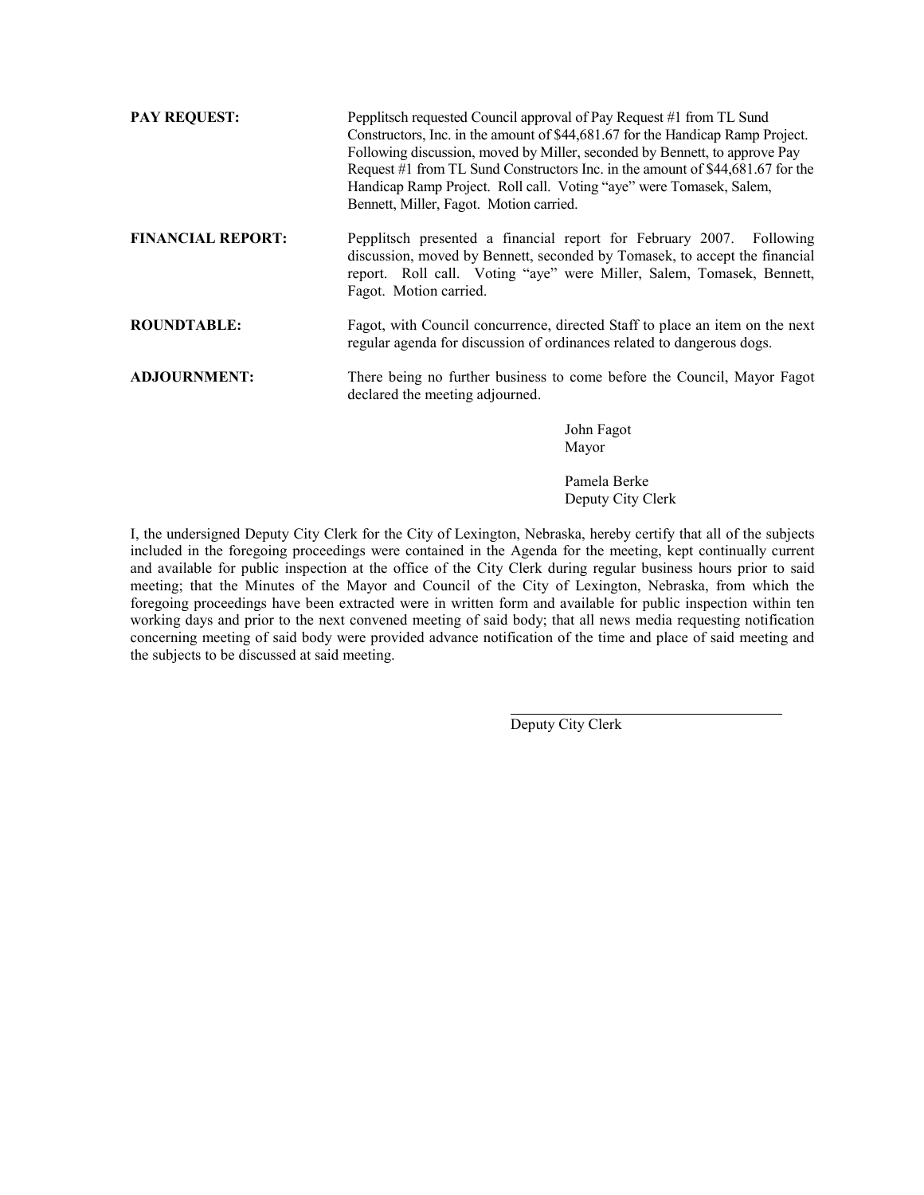**PAY REQUEST:** Pepplitsch requested Council approval of Pay Request #1 from TL Sund Constructors, Inc. in the amount of $44,681.67 for the Handicap Ramp Project. Following discussion, moved by Miller, seconded by Bennett, to approve Pay Request #1 from TL Sund Constructors Inc. in the amount of $44,681.67 for the Handicap Ramp Project. Roll call. Voting "aye" were Tomasek, Salem, Bennett, Miller, Fagot. Motion carried.

**FINANCIAL REPORT:** Pepplitsch presented a financial report for February 2007. Following discussion, moved by Bennett, seconded by Tomasek, to accept the financial report. Roll call. Voting "aye" were Miller, Salem, Tomasek, Bennett, Fagot. Motion carried.

**ROUNDTABLE:** Fagot, with Council concurrence, directed Staff to place an item on the next regular agenda for discussion of ordinances related to dangerous dogs.

**ADJOURNMENT:** There being no further business to come before the Council, Mayor Fagot declared the meeting adjourned.

John Fagot
Mayor

Pamela Berke
Deputy City Clerk

I, the undersigned Deputy City Clerk for the City of Lexington, Nebraska, hereby certify that all of the subjects included in the foregoing proceedings were contained in the Agenda for the meeting, kept continually current and available for public inspection at the office of the City Clerk during regular business hours prior to said meeting; that the Minutes of the Mayor and Council of the City of Lexington, Nebraska, from which the foregoing proceedings have been extracted were in written form and available for public inspection within ten working days and prior to the next convened meeting of said body; that all news media requesting notification concerning meeting of said body were provided advance notification of the time and place of said meeting and the subjects to be discussed at said meeting.

Deputy City Clerk